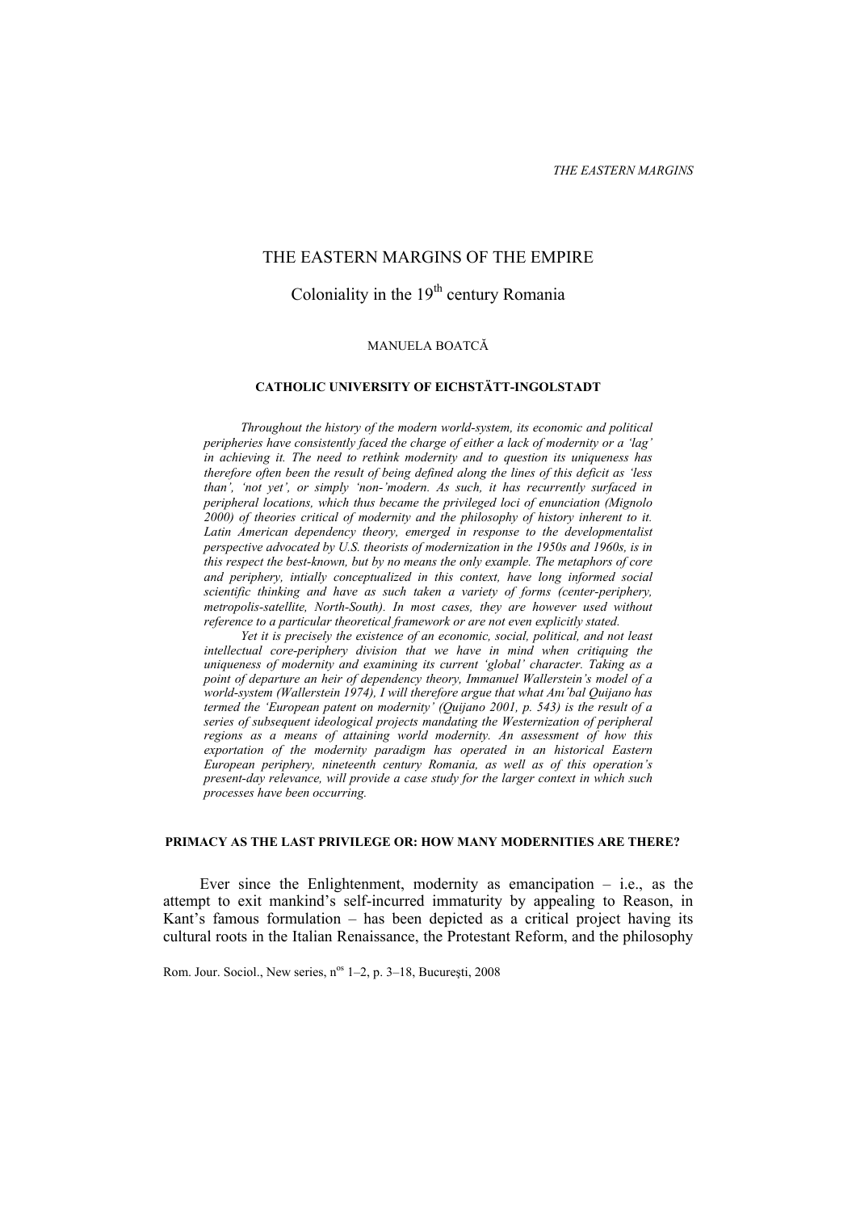# THE EASTERN MARGINS OF THE EMPIRE

## Coloniality in the 19th century Romania

MANUELA BOATCĂ

**CATHOLIC UNIVERSITY OF EICHSTÄTT-INGOLSTADT**

*Throughout the history of the modern world-system, its economic and political peripheries have consistently faced the charge of either a lack of modernity or a 'lag' in achieving it. The need to rethink modernity and to question its uniqueness has therefore often been the result of being defined along the lines of this deficit as 'less than', 'not yet', or simply 'non-'modern. As such, it has recurrently surfaced in peripheral locations, which thus became the privileged loci of enunciation (Mignolo 2000) of theories critical of modernity and the philosophy of history inherent to it. Latin American dependency theory, emerged in response to the developmentalist perspective advocated by U.S. theorists of modernization in the 1950s and 1960s, is in this respect the best-known, but by no means the only example. The metaphors of core and periphery, intially conceptualized in this context, have long informed social scientific thinking and have as such taken a variety of forms (center-periphery, metropolis-satellite, North-South). In most cases, they are however used without reference to a particular theoretical framework or are not even explicitly stated.*

*Yet it is precisely the existence of an economic, social, political, and not least intellectual core-periphery division that we have in mind when critiquing the uniqueness of modernity and examining its current 'global' character. Taking as a point of departure an heir of dependency theory, Immanuel Wallerstein's model of a world-system (Wallerstein 1974), I will therefore argue that what Anı́bal Quijano has termed the 'European patent on modernity' (Quijano 2001, p. 543) is the result of a series of subsequent ideological projects mandating the Westernization of peripheral regions as a means of attaining world modernity. An assessment of how this exportation of the modernity paradigm has operated in an historical Eastern European periphery, nineteenth century Romania, as well as of this operation's present-day relevance, will provide a case study for the larger context in which such processes have been occurring.*

### PRIMACY AS THE LAST PRIVILEGE OR: HOW MANY MODERNITIES ARE THERE?

Ever since the Enlightenment, modernity as emancipation – i.e., as the attempt to exit mankind's self-incurred immaturity by appealing to Reason, in Kant's famous formulation – has been depicted as a critical project having its cultural roots in the Italian Renaissance, the Protestant Reform, and the philosophy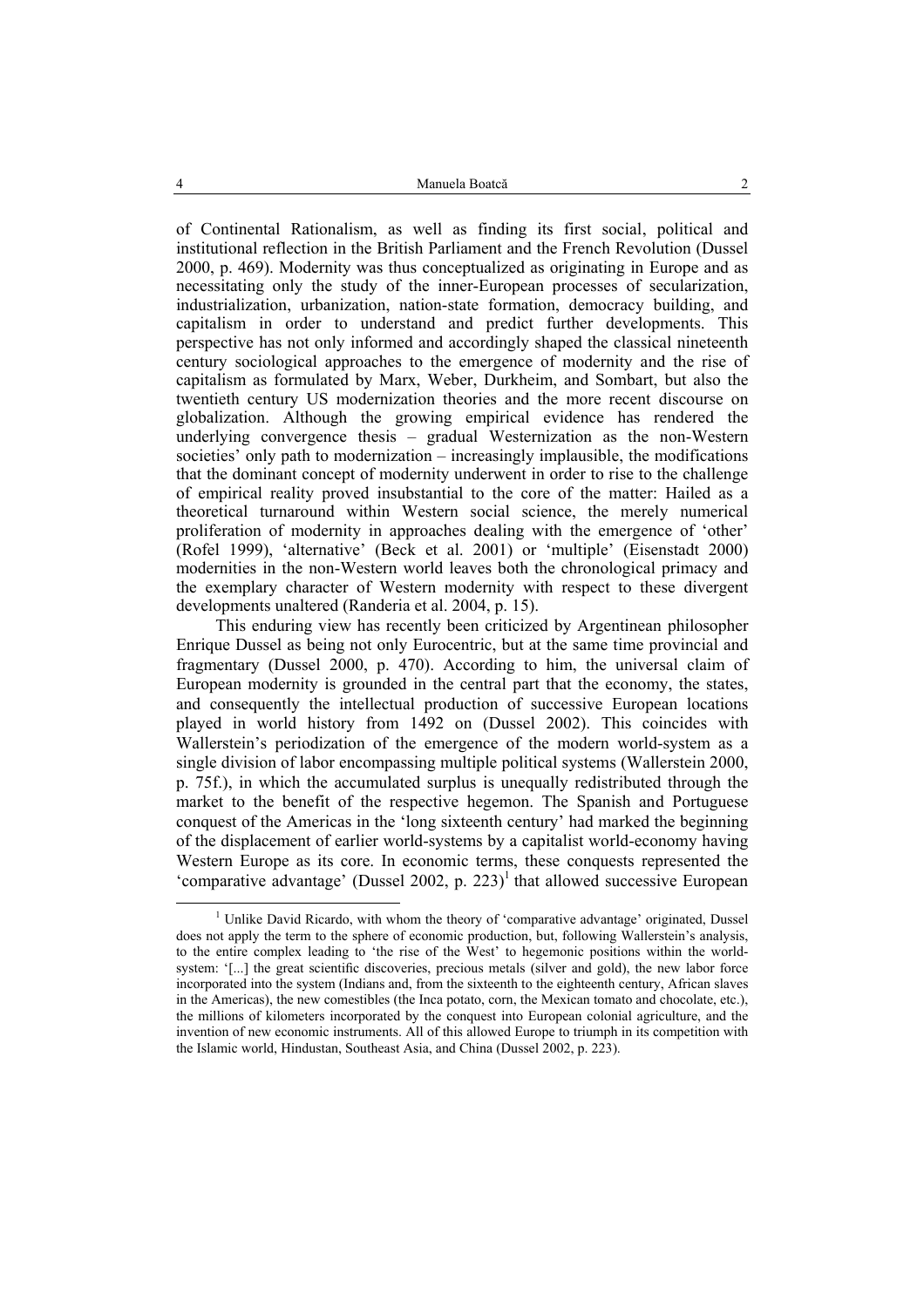of Continental Rationalism, as well as finding its first social, political and institutional reflection in the British Parliament and the French Revolution (Dussel 2000, p. 469). Modernity was thus conceptualized as originating in Europe and as necessitating only the study of the inner-European processes of secularization, industrialization, urbanization, nation-state formation, democracy building, and capitalism in order to understand and predict further developments. This perspective has not only informed and accordingly shaped the classical nineteenth century sociological approaches to the emergence of modernity and the rise of capitalism as formulated by Marx, Weber, Durkheim, and Sombart, but also the twentieth century US modernization theories and the more recent discourse on globalization. Although the growing empirical evidence has rendered the underlying convergence thesis – gradual Westernization as the non-Western societies' only path to modernization – increasingly implausible, the modifications that the dominant concept of modernity underwent in order to rise to the challenge of empirical reality proved insubstantial to the core of the matter: Hailed as a theoretical turnaround within Western social science, the merely numerical proliferation of modernity in approaches dealing with the emergence of 'other' (Rofel 1999), 'alternative' (Beck et al. 2001) or 'multiple' (Eisenstadt 2000) modernities in the non-Western world leaves both the chronological primacy and the exemplary character of Western modernity with respect to these divergent developments unaltered (Randeria et al. 2004, p. 15).

This enduring view has recently been criticized by Argentinean philosopher Enrique Dussel as being not only Eurocentric, but at the same time provincial and fragmentary (Dussel 2000, p. 470). According to him, the universal claim of European modernity is grounded in the central part that the economy, the states, and consequently the intellectual production of successive European locations played in world history from 1492 on (Dussel 2002). This coincides with Wallerstein's periodization of the emergence of the modern world-system as a single division of labor encompassing multiple political systems (Wallerstein 2000, p. 75f.), in which the accumulated surplus is unequally redistributed through the market to the benefit of the respective hegemon. The Spanish and Portuguese conquest of the Americas in the 'long sixteenth century' had marked the beginning of the displacement of earlier world-systems by a capitalist world-economy having Western Europe as its core. In economic terms, these conquests represented the 'comparative advantage' (Dussel 2002, p. 223)[1] that allowed successive European

[1] Unlike David Ricardo, with whom the theory of 'comparative advantage' originated, Dussel does not apply the term to the sphere of economic production, but, following Wallerstein's analysis, to the entire complex leading to 'the rise of the West' to hegemonic positions within the world-system: '[...] the great scientific discoveries, precious metals (silver and gold), the new labor force incorporated into the system (Indians and, from the sixteenth to the eighteenth century, African slaves in the Americas), the new comestibles (the Inca potato, corn, the Mexican tomato and chocolate, etc.), the millions of kilometers incorporated by the conquest into European colonial agriculture, and the invention of new economic instruments. All of this allowed Europe to triumph in its competition with the Islamic world, Hindustan, Southeast Asia, and China (Dussel 2002, p. 223).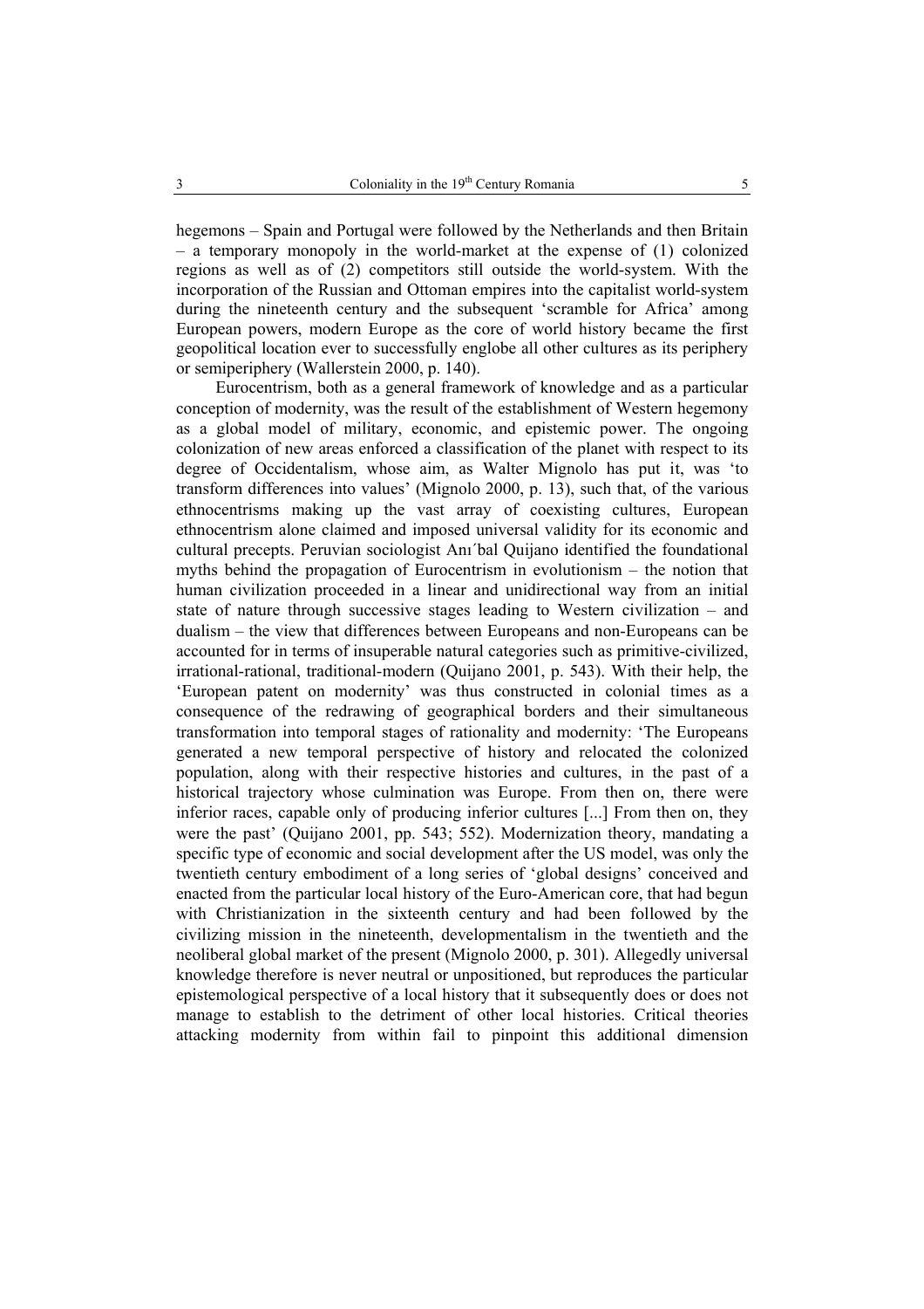hegemons – Spain and Portugal were followed by the Netherlands and then Britain – a temporary monopoly in the world-market at the expense of (1) colonized regions as well as of (2) competitors still outside the world-system. With the incorporation of the Russian and Ottoman empires into the capitalist world-system during the nineteenth century and the subsequent 'scramble for Africa' among European powers, modern Europe as the core of world history became the first geopolitical location ever to successfully englobe all other cultures as its periphery or semiperiphery (Wallerstein 2000, p. 140).

Eurocentrism, both as a general framework of knowledge and as a particular conception of modernity, was the result of the establishment of Western hegemony as a global model of military, economic, and epistemic power. The ongoing colonization of new areas enforced a classification of the planet with respect to its degree of Occidentalism, whose aim, as Walter Mignolo has put it, was 'to transform differences into values' (Mignolo 2000, p. 13), such that, of the various ethnocentrisms making up the vast array of coexisting cultures, European ethnocentrism alone claimed and imposed universal validity for its economic and cultural precepts. Peruvian sociologist Anı´bal Quijano identified the foundational myths behind the propagation of Eurocentrism in evolutionism – the notion that human civilization proceeded in a linear and unidirectional way from an initial state of nature through successive stages leading to Western civilization – and dualism – the view that differences between Europeans and non-Europeans can be accounted for in terms of insuperable natural categories such as primitive-civilized, irrational-rational, traditional-modern (Quijano 2001, p. 543). With their help, the 'European patent on modernity' was thus constructed in colonial times as a consequence of the redrawing of geographical borders and their simultaneous transformation into temporal stages of rationality and modernity: 'The Europeans generated a new temporal perspective of history and relocated the colonized population, along with their respective histories and cultures, in the past of a historical trajectory whose culmination was Europe. From then on, there were inferior races, capable only of producing inferior cultures [...] From then on, they were the past' (Quijano 2001, pp. 543; 552). Modernization theory, mandating a specific type of economic and social development after the US model, was only the twentieth century embodiment of a long series of 'global designs' conceived and enacted from the particular local history of the Euro-American core, that had begun with Christianization in the sixteenth century and had been followed by the civilizing mission in the nineteenth, developmentalism in the twentieth and the neoliberal global market of the present (Mignolo 2000, p. 301). Allegedly universal knowledge therefore is never neutral or unpositioned, but reproduces the particular epistemological perspective of a local history that it subsequently does or does not manage to establish to the detriment of other local histories. Critical theories attacking modernity from within fail to pinpoint this additional dimension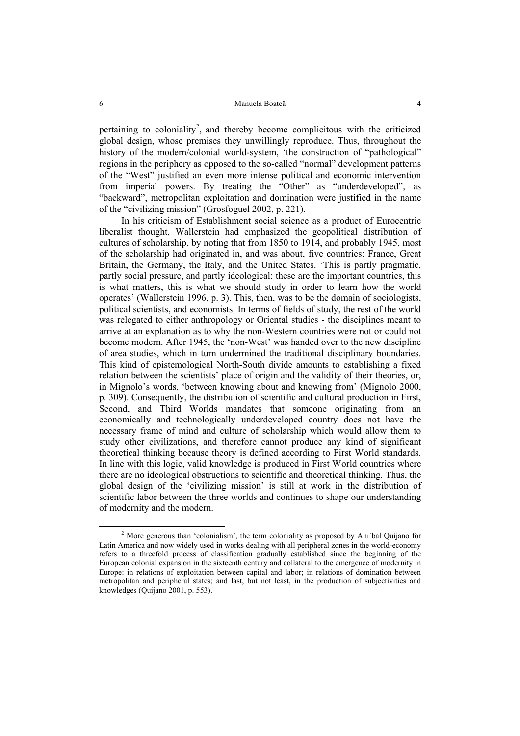pertaining to coloniality[2], and thereby become complicitous with the criticized global design, whose premises they unwillingly reproduce. Thus, throughout the history of the modern/colonial world-system, 'the construction of "pathological" regions in the periphery as opposed to the so-called "normal" development patterns of the "West" justified an even more intense political and economic intervention from imperial powers. By treating the "Other" as "underdeveloped", as "backward", metropolitan exploitation and domination were justified in the name of the "civilizing mission" (Grosfoguel 2002, p. 221).

In his criticism of Establishment social science as a product of Eurocentric liberalist thought, Wallerstein had emphasized the geopolitical distribution of cultures of scholarship, by noting that from 1850 to 1914, and probably 1945, most of the scholarship had originated in, and was about, five countries: France, Great Britain, the Germany, the Italy, and the United States. 'This is partly pragmatic, partly social pressure, and partly ideological: these are the important countries, this is what matters, this is what we should study in order to learn how the world operates' (Wallerstein 1996, p. 3). This, then, was to be the domain of sociologists, political scientists, and economists. In terms of fields of study, the rest of the world was relegated to either anthropology or Oriental studies - the disciplines meant to arrive at an explanation as to why the non-Western countries were not or could not become modern. After 1945, the 'non-West' was handed over to the new discipline of area studies, which in turn undermined the traditional disciplinary boundaries. This kind of epistemological North-South divide amounts to establishing a fixed relation between the scientists' place of origin and the validity of their theories, or, in Mignolo's words, 'between knowing about and knowing from' (Mignolo 2000, p. 309). Consequently, the distribution of scientific and cultural production in First, Second, and Third Worlds mandates that someone originating from an economically and technologically underdeveloped country does not have the necessary frame of mind and culture of scholarship which would allow them to study other civilizations, and therefore cannot produce any kind of significant theoretical thinking because theory is defined according to First World standards. In line with this logic, valid knowledge is produced in First World countries where there are no ideological obstructions to scientific and theoretical thinking. Thus, the global design of the 'civilizing mission' is still at work in the distribution of scientific labor between the three worlds and continues to shape our understanding of modernity and the modern.

[2] More generous than 'colonialism', the term coloniality as proposed by Anı´bal Quijano for Latin America and now widely used in works dealing with all peripheral zones in the world-economy refers to a threefold process of classification gradually established since the beginning of the European colonial expansion in the sixteenth century and collateral to the emergence of modernity in Europe: in relations of exploitation between capital and labor; in relations of domination between metropolitan and peripheral states; and last, but not least, in the production of subjectivities and knowledges (Quijano 2001, p. 553).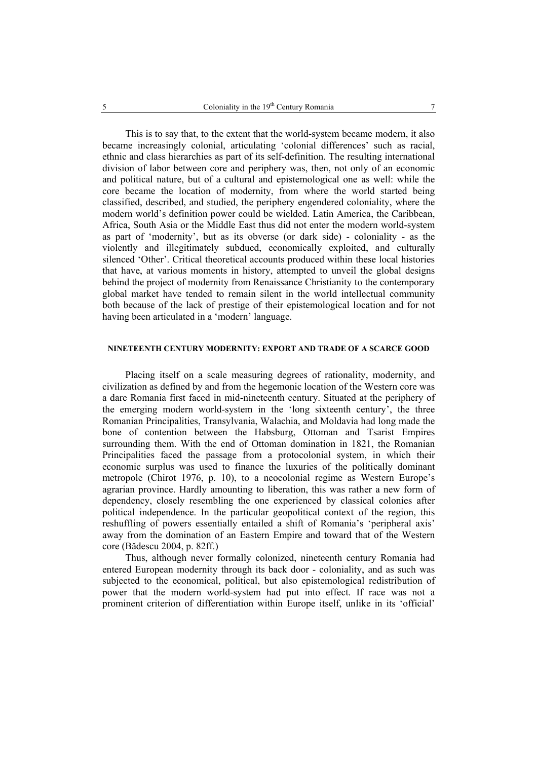This is to say that, to the extent that the world-system became modern, it also became increasingly colonial, articulating 'colonial differences' such as racial, ethnic and class hierarchies as part of its self-definition. The resulting international division of labor between core and periphery was, then, not only of an economic and political nature, but of a cultural and epistemological one as well: while the core became the location of modernity, from where the world started being classified, described, and studied, the periphery engendered coloniality, where the modern world's definition power could be wielded. Latin America, the Caribbean, Africa, South Asia or the Middle East thus did not enter the modern world-system as part of 'modernity', but as its obverse (or dark side) - coloniality - as the violently and illegitimately subdued, economically exploited, and culturally silenced 'Other'. Critical theoretical accounts produced within these local histories that have, at various moments in history, attempted to unveil the global designs behind the project of modernity from Renaissance Christianity to the contemporary global market have tended to remain silent in the world intellectual community both because of the lack of prestige of their epistemological location and for not having been articulated in a 'modern' language.

## NINETEENTH CENTURY MODERNITY: EXPORT AND TRADE OF A SCARCE GOOD

Placing itself on a scale measuring degrees of rationality, modernity, and civilization as defined by and from the hegemonic location of the Western core was a dare Romania first faced in mid-nineteenth century. Situated at the periphery of the emerging modern world-system in the 'long sixteenth century', the three Romanian Principalities, Transylvania, Walachia, and Moldavia had long made the bone of contention between the Habsburg, Ottoman and Tsarist Empires surrounding them. With the end of Ottoman domination in 1821, the Romanian Principalities faced the passage from a protocolonial system, in which their economic surplus was used to finance the luxuries of the politically dominant metropole (Chirot 1976, p. 10), to a neocolonial regime as Western Europe's agrarian province. Hardly amounting to liberation, this was rather a new form of dependency, closely resembling the one experienced by classical colonies after political independence. In the particular geopolitical context of the region, this reshuffling of powers essentially entailed a shift of Romania's 'peripheral axis' away from the domination of an Eastern Empire and toward that of the Western core (Bădescu 2004, p. 82ff.)

Thus, although never formally colonized, nineteenth century Romania had entered European modernity through its back door - coloniality, and as such was subjected to the economical, political, but also epistemological redistribution of power that the modern world-system had put into effect. If race was not a prominent criterion of differentiation within Europe itself, unlike in its 'official'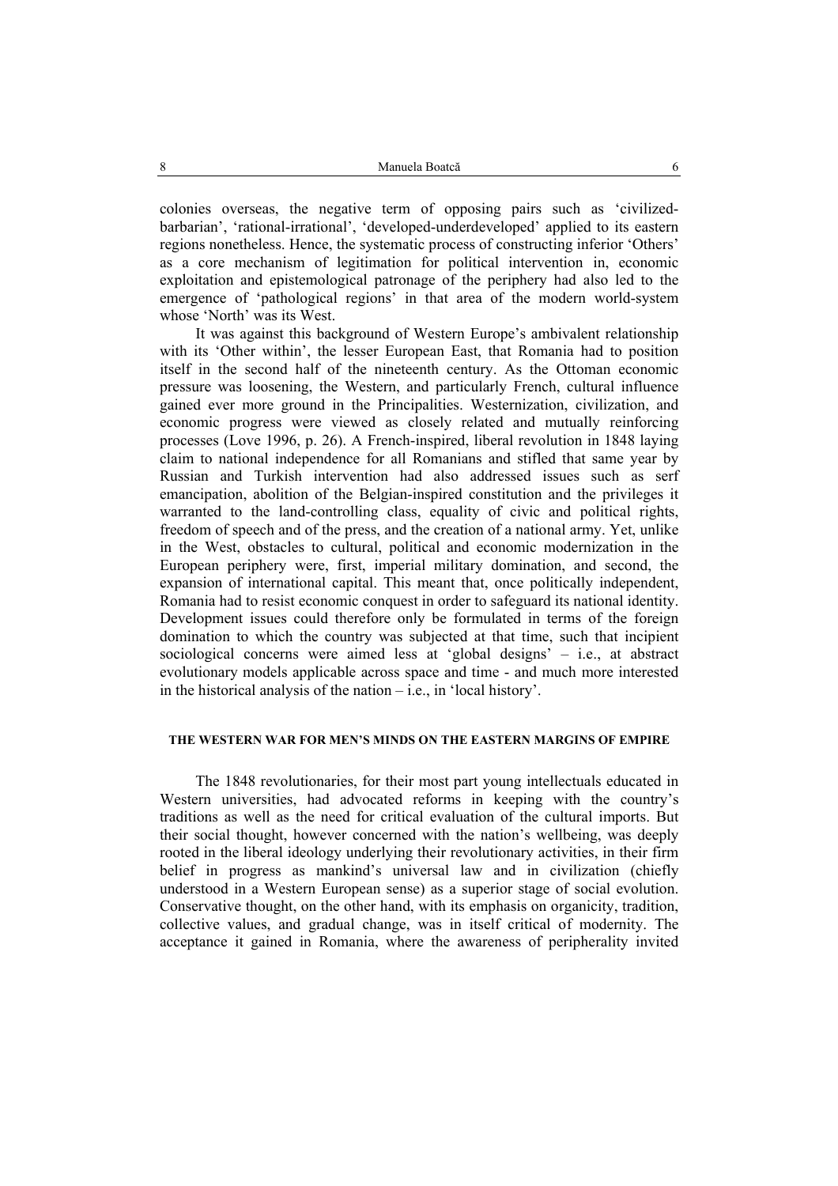colonies overseas, the negative term of opposing pairs such as 'civilized-barbarian', 'rational-irrational', 'developed-underdeveloped' applied to its eastern regions nonetheless. Hence, the systematic process of constructing inferior 'Others' as a core mechanism of legitimation for political intervention in, economic exploitation and epistemological patronage of the periphery had also led to the emergence of 'pathological regions' in that area of the modern world-system whose 'North' was its West.

It was against this background of Western Europe's ambivalent relationship with its 'Other within', the lesser European East, that Romania had to position itself in the second half of the nineteenth century. As the Ottoman economic pressure was loosening, the Western, and particularly French, cultural influence gained ever more ground in the Principalities. Westernization, civilization, and economic progress were viewed as closely related and mutually reinforcing processes (Love 1996, p. 26). A French-inspired, liberal revolution in 1848 laying claim to national independence for all Romanians and stifled that same year by Russian and Turkish intervention had also addressed issues such as serf emancipation, abolition of the Belgian-inspired constitution and the privileges it warranted to the land-controlling class, equality of civic and political rights, freedom of speech and of the press, and the creation of a national army. Yet, unlike in the West, obstacles to cultural, political and economic modernization in the European periphery were, first, imperial military domination, and second, the expansion of international capital. This meant that, once politically independent, Romania had to resist economic conquest in order to safeguard its national identity. Development issues could therefore only be formulated in terms of the foreign domination to which the country was subjected at that time, such that incipient sociological concerns were aimed less at 'global designs' – i.e., at abstract evolutionary models applicable across space and time - and much more interested in the historical analysis of the nation – i.e., in 'local history'.

## THE WESTERN WAR FOR MEN'S MINDS ON THE EASTERN MARGINS OF EMPIRE

The 1848 revolutionaries, for their most part young intellectuals educated in Western universities, had advocated reforms in keeping with the country's traditions as well as the need for critical evaluation of the cultural imports. But their social thought, however concerned with the nation's wellbeing, was deeply rooted in the liberal ideology underlying their revolutionary activities, in their firm belief in progress as mankind's universal law and in civilization (chiefly understood in a Western European sense) as a superior stage of social evolution. Conservative thought, on the other hand, with its emphasis on organicity, tradition, collective values, and gradual change, was in itself critical of modernity. The acceptance it gained in Romania, where the awareness of peripherality invited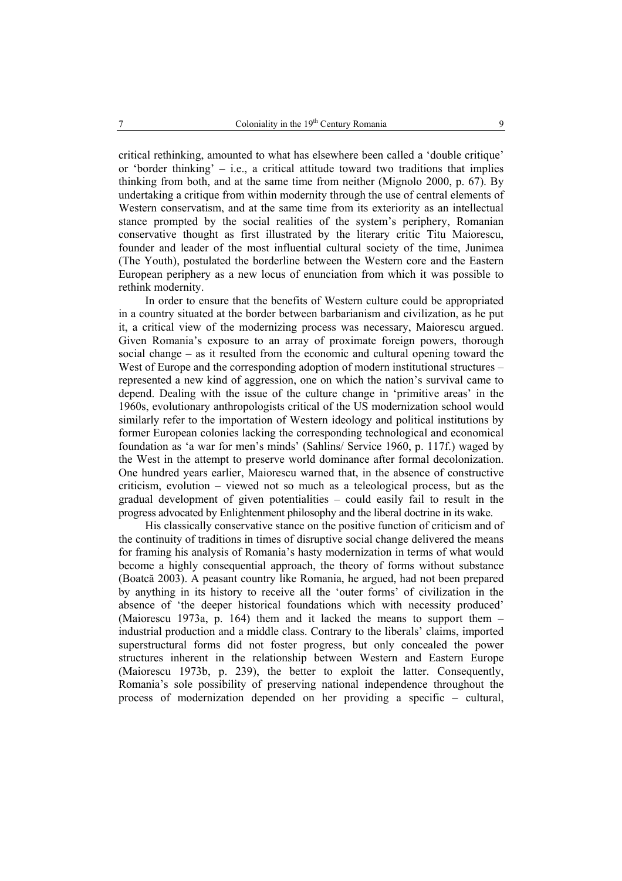critical rethinking, amounted to what has elsewhere been called a 'double critique' or 'border thinking' – i.e., a critical attitude toward two traditions that implies thinking from both, and at the same time from neither (Mignolo 2000, p. 67). By undertaking a critique from within modernity through the use of central elements of Western conservatism, and at the same time from its exteriority as an intellectual stance prompted by the social realities of the system's periphery, Romanian conservative thought as first illustrated by the literary critic Titu Maiorescu, founder and leader of the most influential cultural society of the time, Junimea (The Youth), postulated the borderline between the Western core and the Eastern European periphery as a new locus of enunciation from which it was possible to rethink modernity.

In order to ensure that the benefits of Western culture could be appropriated in a country situated at the border between barbarianism and civilization, as he put it, a critical view of the modernizing process was necessary, Maiorescu argued. Given Romania's exposure to an array of proximate foreign powers, thorough social change – as it resulted from the economic and cultural opening toward the West of Europe and the corresponding adoption of modern institutional structures – represented a new kind of aggression, one on which the nation's survival came to depend. Dealing with the issue of the culture change in 'primitive areas' in the 1960s, evolutionary anthropologists critical of the US modernization school would similarly refer to the importation of Western ideology and political institutions by former European colonies lacking the corresponding technological and economical foundation as 'a war for men's minds' (Sahlins/ Service 1960, p. 117f.) waged by the West in the attempt to preserve world dominance after formal decolonization. One hundred years earlier, Maiorescu warned that, in the absence of constructive criticism, evolution – viewed not so much as a teleological process, but as the gradual development of given potentialities – could easily fail to result in the progress advocated by Enlightenment philosophy and the liberal doctrine in its wake.

His classically conservative stance on the positive function of criticism and of the continuity of traditions in times of disruptive social change delivered the means for framing his analysis of Romania's hasty modernization in terms of what would become a highly consequential approach, the theory of forms without substance (Boatcă 2003). A peasant country like Romania, he argued, had not been prepared by anything in its history to receive all the 'outer forms' of civilization in the absence of 'the deeper historical foundations which with necessity produced' (Maiorescu 1973a, p. 164) them and it lacked the means to support them – industrial production and a middle class. Contrary to the liberals' claims, imported superstructural forms did not foster progress, but only concealed the power structures inherent in the relationship between Western and Eastern Europe (Maiorescu 1973b, p. 239), the better to exploit the latter. Consequently, Romania's sole possibility of preserving national independence throughout the process of modernization depended on her providing a specific – cultural,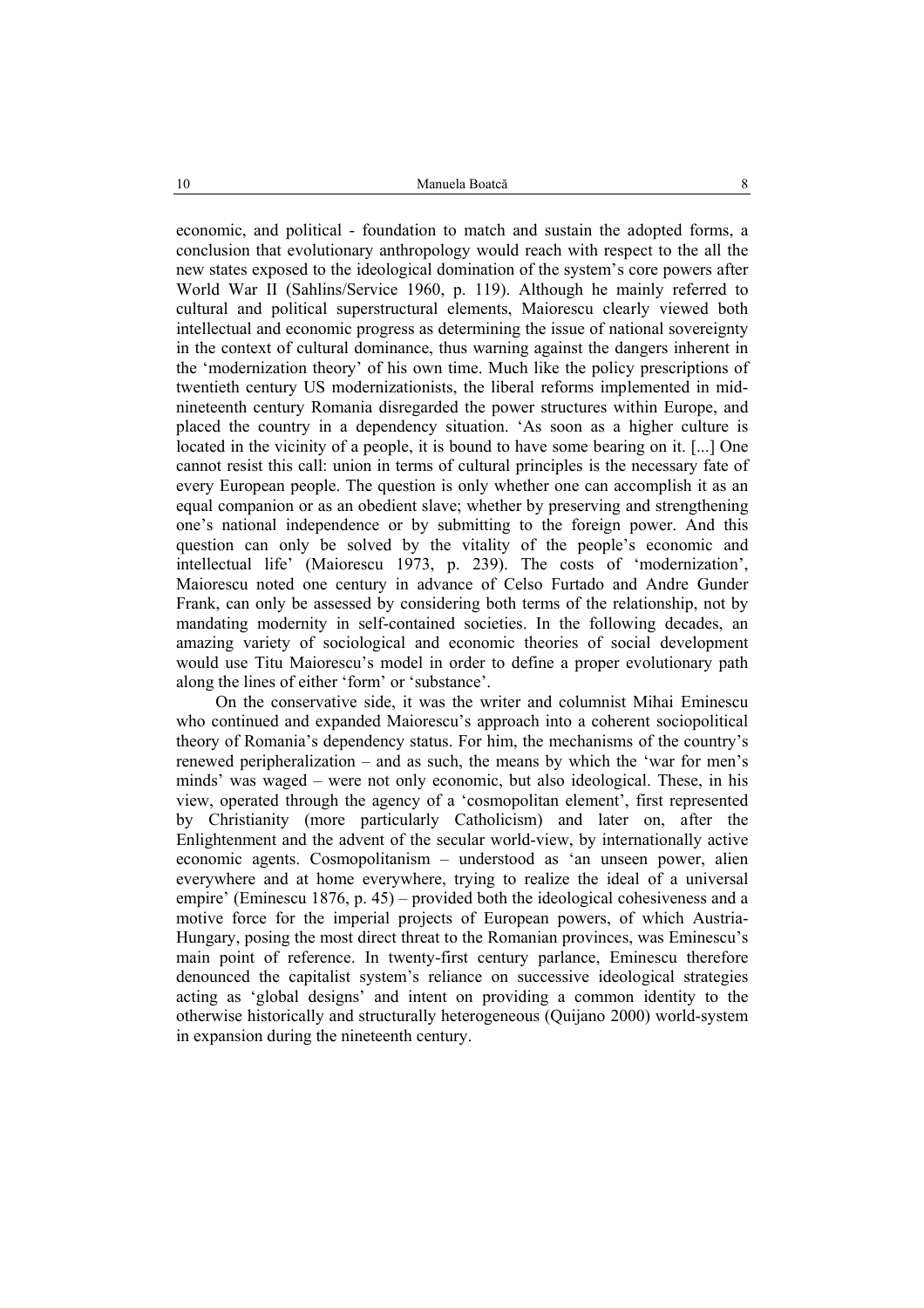economic, and political - foundation to match and sustain the adopted forms, a conclusion that evolutionary anthropology would reach with respect to the all the new states exposed to the ideological domination of the system's core powers after World War II (Sahlins/Service 1960, p. 119). Although he mainly referred to cultural and political superstructural elements, Maiorescu clearly viewed both intellectual and economic progress as determining the issue of national sovereignty in the context of cultural dominance, thus warning against the dangers inherent in the 'modernization theory' of his own time. Much like the policy prescriptions of twentieth century US modernizationists, the liberal reforms implemented in mid-nineteenth century Romania disregarded the power structures within Europe, and placed the country in a dependency situation. 'As soon as a higher culture is located in the vicinity of a people, it is bound to have some bearing on it. [...] One cannot resist this call: union in terms of cultural principles is the necessary fate of every European people. The question is only whether one can accomplish it as an equal companion or as an obedient slave; whether by preserving and strengthening one's national independence or by submitting to the foreign power. And this question can only be solved by the vitality of the people's economic and intellectual life' (Maiorescu 1973, p. 239). The costs of 'modernization', Maiorescu noted one century in advance of Celso Furtado and Andre Gunder Frank, can only be assessed by considering both terms of the relationship, not by mandating modernity in self-contained societies. In the following decades, an amazing variety of sociological and economic theories of social development would use Titu Maiorescu's model in order to define a proper evolutionary path along the lines of either 'form' or 'substance'.

On the conservative side, it was the writer and columnist Mihai Eminescu who continued and expanded Maiorescu's approach into a coherent sociopolitical theory of Romania's dependency status. For him, the mechanisms of the country's renewed peripheralization – and as such, the means by which the 'war for men's minds' was waged – were not only economic, but also ideological. These, in his view, operated through the agency of a 'cosmopolitan element', first represented by Christianity (more particularly Catholicism) and later on, after the Enlightenment and the advent of the secular world-view, by internationally active economic agents. Cosmopolitanism – understood as 'an unseen power, alien everywhere and at home everywhere, trying to realize the ideal of a universal empire' (Eminescu 1876, p. 45) – provided both the ideological cohesiveness and a motive force for the imperial projects of European powers, of which Austria-Hungary, posing the most direct threat to the Romanian provinces, was Eminescu's main point of reference. In twenty-first century parlance, Eminescu therefore denounced the capitalist system's reliance on successive ideological strategies acting as 'global designs' and intent on providing a common identity to the otherwise historically and structurally heterogeneous (Quijano 2000) world-system in expansion during the nineteenth century.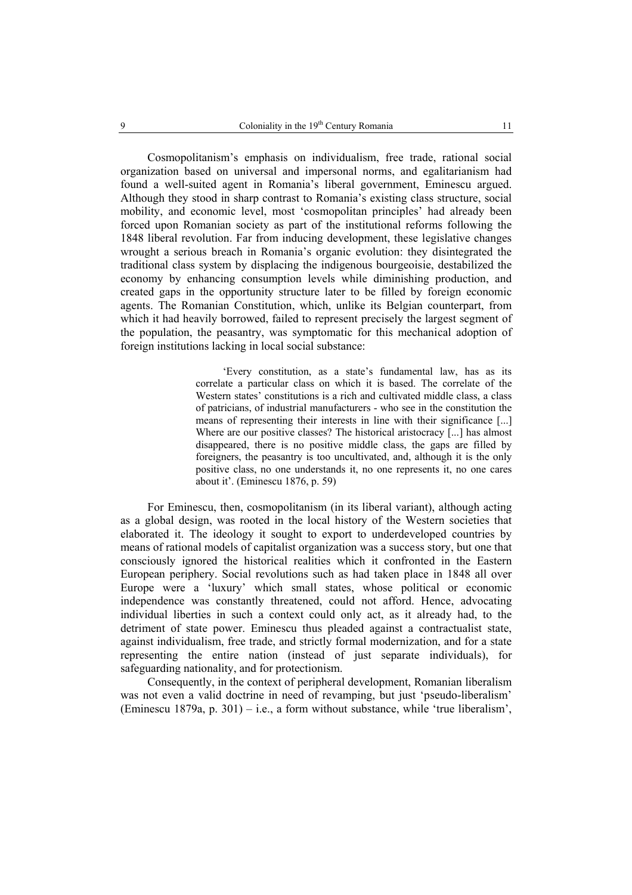Cosmopolitanism's emphasis on individualism, free trade, rational social organization based on universal and impersonal norms, and egalitarianism had found a well-suited agent in Romania's liberal government, Eminescu argued. Although they stood in sharp contrast to Romania's existing class structure, social mobility, and economic level, most 'cosmopolitan principles' had already been forced upon Romanian society as part of the institutional reforms following the 1848 liberal revolution. Far from inducing development, these legislative changes wrought a serious breach in Romania's organic evolution: they disintegrated the traditional class system by displacing the indigenous bourgeoisie, destabilized the economy by enhancing consumption levels while diminishing production, and created gaps in the opportunity structure later to be filled by foreign economic agents. The Romanian Constitution, which, unlike its Belgian counterpart, from which it had heavily borrowed, failed to represent precisely the largest segment of the population, the peasantry, was symptomatic for this mechanical adoption of foreign institutions lacking in local social substance:

> 'Every constitution, as a state's fundamental law, has as its correlate a particular class on which it is based. The correlate of the Western states' constitutions is a rich and cultivated middle class, a class of patricians, of industrial manufacturers - who see in the constitution the means of representing their interests in line with their significance [...] Where are our positive classes? The historical aristocracy [...] has almost disappeared, there is no positive middle class, the gaps are filled by foreigners, the peasantry is too uncultivated, and, although it is the only positive class, no one understands it, no one represents it, no one cares about it'. (Eminescu 1876, p. 59)

For Eminescu, then, cosmopolitanism (in its liberal variant), although acting as a global design, was rooted in the local history of the Western societies that elaborated it. The ideology it sought to export to underdeveloped countries by means of rational models of capitalist organization was a success story, but one that consciously ignored the historical realities which it confronted in the Eastern European periphery. Social revolutions such as had taken place in 1848 all over Europe were a 'luxury' which small states, whose political or economic independence was constantly threatened, could not afford. Hence, advocating individual liberties in such a context could only act, as it already had, to the detriment of state power. Eminescu thus pleaded against a contractualist state, against individualism, free trade, and strictly formal modernization, and for a state representing the entire nation (instead of just separate individuals), for safeguarding nationality, and for protectionism.

Consequently, in the context of peripheral development, Romanian liberalism was not even a valid doctrine in need of revamping, but just 'pseudo-liberalism' (Eminescu 1879a, p. 301) – i.e., a form without substance, while 'true liberalism',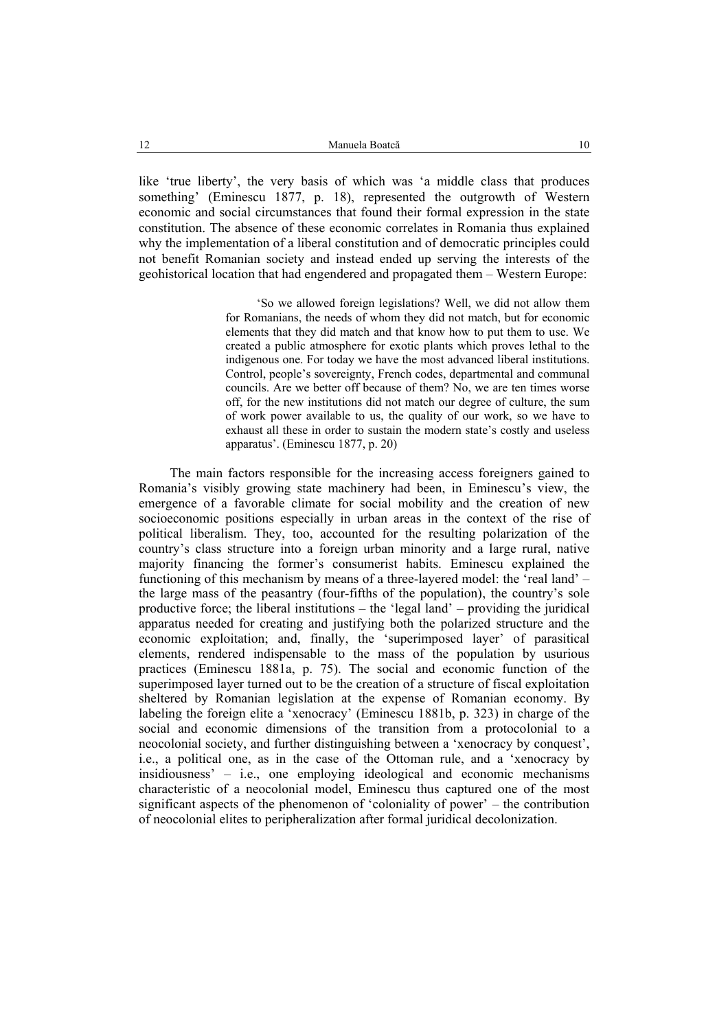like ‘true liberty’, the very basis of which was ‘a middle class that produces something’ (Eminescu 1877, p. 18), represented the outgrowth of Western economic and social circumstances that found their formal expression in the state constitution. The absence of these economic correlates in Romania thus explained why the implementation of a liberal constitution and of democratic principles could not benefit Romanian society and instead ended up serving the interests of the geohistorical location that had engendered and propagated them – Western Europe:

> ‘So we allowed foreign legislations? Well, we did not allow them for Romanians, the needs of whom they did not match, but for economic elements that they did match and that know how to put them to use. We created a public atmosphere for exotic plants which proves lethal to the indigenous one. For today we have the most advanced liberal institutions. Control, people’s sovereignty, French codes, departmental and communal councils. Are we better off because of them? No, we are ten times worse off, for the new institutions did not match our degree of culture, the sum of work power available to us, the quality of our work, so we have to exhaust all these in order to sustain the modern state’s costly and useless apparatus’. (Eminescu 1877, p. 20)

The main factors responsible for the increasing access foreigners gained to Romania’s visibly growing state machinery had been, in Eminescu’s view, the emergence of a favorable climate for social mobility and the creation of new socioeconomic positions especially in urban areas in the context of the rise of political liberalism. They, too, accounted for the resulting polarization of the country’s class structure into a foreign urban minority and a large rural, native majority financing the former’s consumerist habits. Eminescu explained the functioning of this mechanism by means of a three-layered model: the ‘real land’ – the large mass of the peasantry (four-fifths of the population), the country’s sole productive force; the liberal institutions – the ‘legal land’ – providing the juridical apparatus needed for creating and justifying both the polarized structure and the economic exploitation; and, finally, the ‘superimposed layer’ of parasitical elements, rendered indispensable to the mass of the population by usurious practices (Eminescu 1881a, p. 75). The social and economic function of the superimposed layer turned out to be the creation of a structure of fiscal exploitation sheltered by Romanian legislation at the expense of Romanian economy. By labeling the foreign elite a ‘xenocracy’ (Eminescu 1881b, p. 323) in charge of the social and economic dimensions of the transition from a protocolonial to a neocolonial society, and further distinguishing between a ‘xenocracy by conquest’, i.e., a political one, as in the case of the Ottoman rule, and a ‘xenocracy by insidiousness’ – i.e., one employing ideological and economic mechanisms characteristic of a neocolonial model, Eminescu thus captured one of the most significant aspects of the phenomenon of ‘coloniality of power’ – the contribution of neocolonial elites to peripheralization after formal juridical decolonization.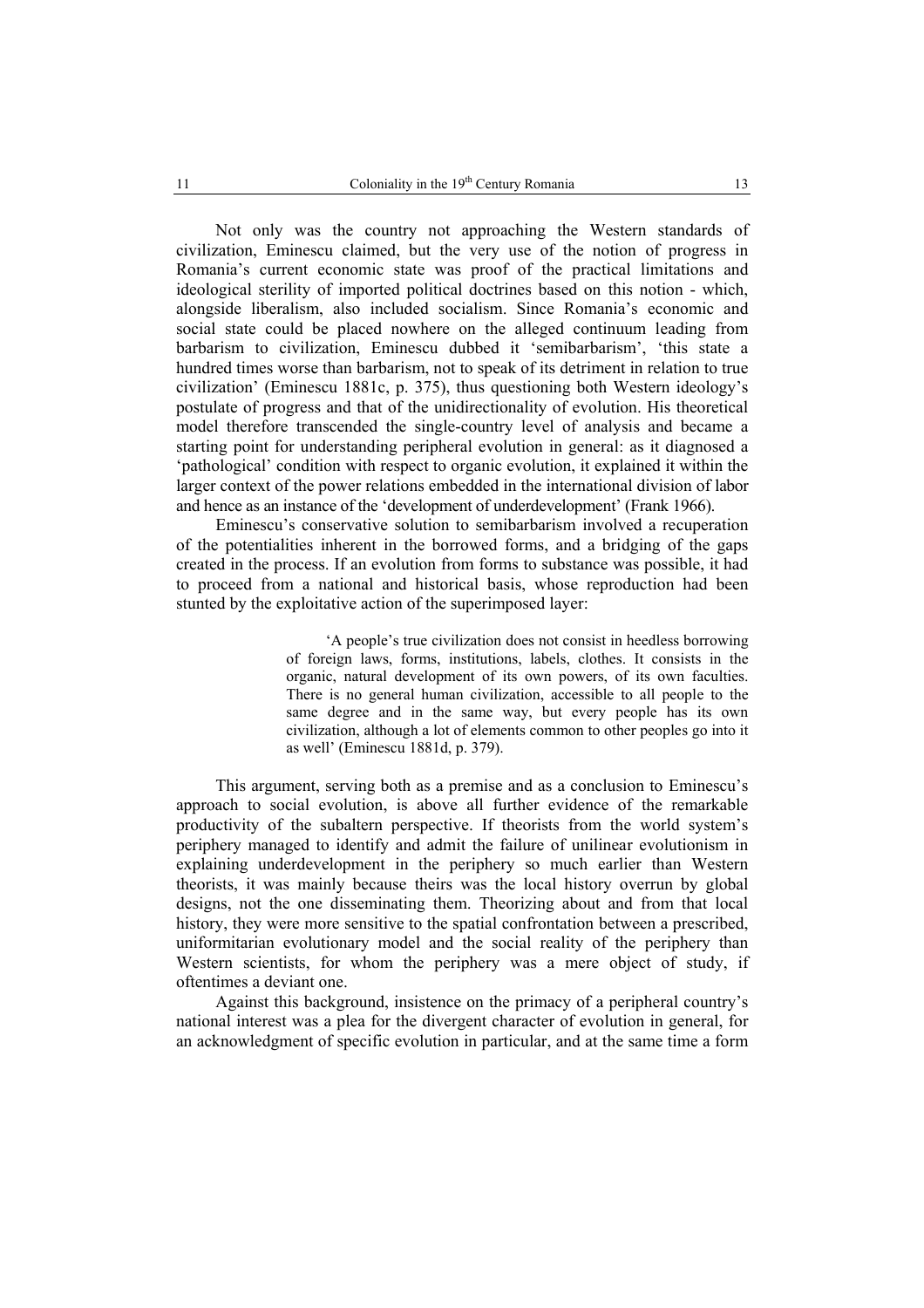Not only was the country not approaching the Western standards of civilization, Eminescu claimed, but the very use of the notion of progress in Romania's current economic state was proof of the practical limitations and ideological sterility of imported political doctrines based on this notion - which, alongside liberalism, also included socialism. Since Romania's economic and social state could be placed nowhere on the alleged continuum leading from barbarism to civilization, Eminescu dubbed it 'semibarbarism', 'this state a hundred times worse than barbarism, not to speak of its detriment in relation to true civilization' (Eminescu 1881c, p. 375), thus questioning both Western ideology's postulate of progress and that of the unidirectionality of evolution. His theoretical model therefore transcended the single-country level of analysis and became a starting point for understanding peripheral evolution in general: as it diagnosed a 'pathological' condition with respect to organic evolution, it explained it within the larger context of the power relations embedded in the international division of labor and hence as an instance of the 'development of underdevelopment' (Frank 1966).

Eminescu's conservative solution to semibarbarism involved a recuperation of the potentialities inherent in the borrowed forms, and a bridging of the gaps created in the process. If an evolution from forms to substance was possible, it had to proceed from a national and historical basis, whose reproduction had been stunted by the exploitative action of the superimposed layer:

> 'A people's true civilization does not consist in heedless borrowing of foreign laws, forms, institutions, labels, clothes. It consists in the organic, natural development of its own powers, of its own faculties. There is no general human civilization, accessible to all people to the same degree and in the same way, but every people has its own civilization, although a lot of elements common to other peoples go into it as well' (Eminescu 1881d, p. 379).

This argument, serving both as a premise and as a conclusion to Eminescu's approach to social evolution, is above all further evidence of the remarkable productivity of the subaltern perspective. If theorists from the world system's periphery managed to identify and admit the failure of unilinear evolutionism in explaining underdevelopment in the periphery so much earlier than Western theorists, it was mainly because theirs was the local history overrun by global designs, not the one disseminating them. Theorizing about and from that local history, they were more sensitive to the spatial confrontation between a prescribed, uniformitarian evolutionary model and the social reality of the periphery than Western scientists, for whom the periphery was a mere object of study, if oftentimes a deviant one.

Against this background, insistence on the primacy of a peripheral country's national interest was a plea for the divergent character of evolution in general, for an acknowledgment of specific evolution in particular, and at the same time a form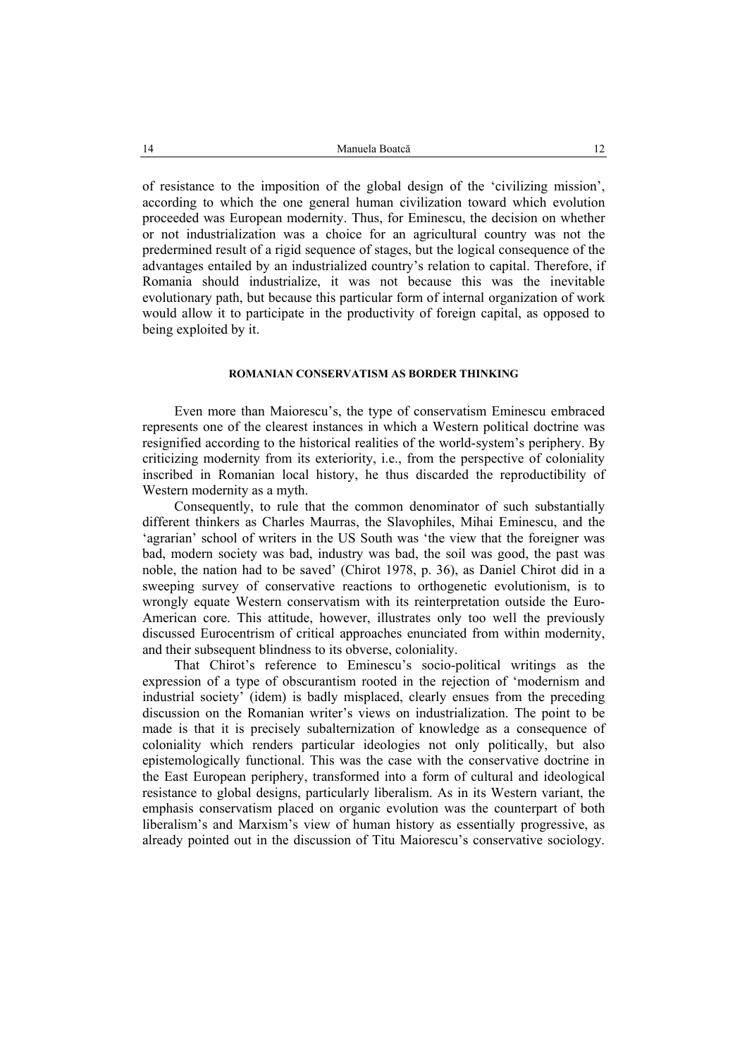of resistance to the imposition of the global design of the 'civilizing mission', according to which the one general human civilization toward which evolution proceeded was European modernity. Thus, for Eminescu, the decision on whether or not industrialization was a choice for an agricultural country was not the predermined result of a rigid sequence of stages, but the logical consequence of the advantages entailed by an industrialized country's relation to capital. Therefore, if Romania should industrialize, it was not because this was the inevitable evolutionary path, but because this particular form of internal organization of work would allow it to participate in the productivity of foreign capital, as opposed to being exploited by it.

## ROMANIAN CONSERVATISM AS BORDER THINKING

Even more than Maiorescu's, the type of conservatism Eminescu embraced represents one of the clearest instances in which a Western political doctrine was resignified according to the historical realities of the world-system's periphery. By criticizing modernity from its exteriority, i.e., from the perspective of coloniality inscribed in Romanian local history, he thus discarded the reproductibility of Western modernity as a myth.

Consequently, to rule that the common denominator of such substantially different thinkers as Charles Maurras, the Slavophiles, Mihai Eminescu, and the 'agrarian' school of writers in the US South was 'the view that the foreigner was bad, modern society was bad, industry was bad, the soil was good, the past was noble, the nation had to be saved' (Chirot 1978, p. 36), as Daniel Chirot did in a sweeping survey of conservative reactions to orthogenetic evolutionism, is to wrongly equate Western conservatism with its reinterpretation outside the Euro-American core. This attitude, however, illustrates only too well the previously discussed Eurocentrism of critical approaches enunciated from within modernity, and their subsequent blindness to its obverse, coloniality.

That Chirot's reference to Eminescu's socio-political writings as the expression of a type of obscurantism rooted in the rejection of 'modernism and industrial society' (idem) is badly misplaced, clearly ensues from the preceding discussion on the Romanian writer's views on industrialization. The point to be made is that it is precisely subalternization of knowledge as a consequence of coloniality which renders particular ideologies not only politically, but also epistemologically functional. This was the case with the conservative doctrine in the East European periphery, transformed into a form of cultural and ideological resistance to global designs, particularly liberalism. As in its Western variant, the emphasis conservatism placed on organic evolution was the counterpart of both liberalism's and Marxism's view of human history as essentially progressive, as already pointed out in the discussion of Titu Maiorescu's conservative sociology.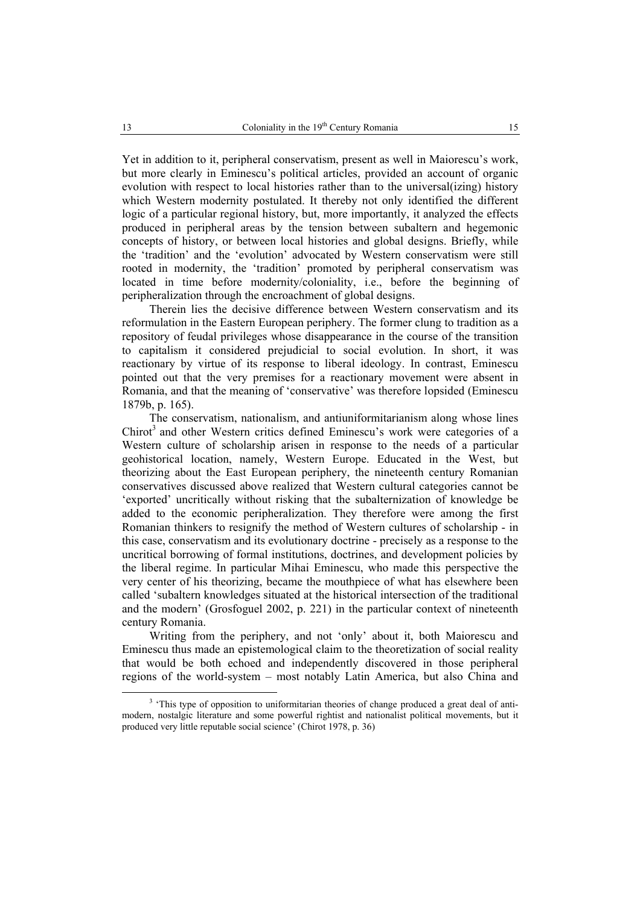Yet in addition to it, peripheral conservatism, present as well in Maiorescu's work, but more clearly in Eminescu's political articles, provided an account of organic evolution with respect to local histories rather than to the universal(izing) history which Western modernity postulated. It thereby not only identified the different logic of a particular regional history, but, more importantly, it analyzed the effects produced in peripheral areas by the tension between subaltern and hegemonic concepts of history, or between local histories and global designs. Briefly, while the 'tradition' and the 'evolution' advocated by Western conservatism were still rooted in modernity, the 'tradition' promoted by peripheral conservatism was located in time before modernity/coloniality, i.e., before the beginning of peripheralization through the encroachment of global designs.

Therein lies the decisive difference between Western conservatism and its reformulation in the Eastern European periphery. The former clung to tradition as a repository of feudal privileges whose disappearance in the course of the transition to capitalism it considered prejudicial to social evolution. In short, it was reactionary by virtue of its response to liberal ideology. In contrast, Eminescu pointed out that the very premises for a reactionary movement were absent in Romania, and that the meaning of 'conservative' was therefore lopsided (Eminescu 1879b, p. 165).

The conservatism, nationalism, and antiuniformitarianism along whose lines Chirot[3] and other Western critics defined Eminescu's work were categories of a Western culture of scholarship arisen in response to the needs of a particular geohistorical location, namely, Western Europe. Educated in the West, but theorizing about the East European periphery, the nineteenth century Romanian conservatives discussed above realized that Western cultural categories cannot be 'exported' uncritically without risking that the subalternization of knowledge be added to the economic peripheralization. They therefore were among the first Romanian thinkers to resignify the method of Western cultures of scholarship - in this case, conservatism and its evolutionary doctrine - precisely as a response to the uncritical borrowing of formal institutions, doctrines, and development policies by the liberal regime. In particular Mihai Eminescu, who made this perspective the very center of his theorizing, became the mouthpiece of what has elsewhere been called 'subaltern knowledges situated at the historical intersection of the traditional and the modern' (Grosfoguel 2002, p. 221) in the particular context of nineteenth century Romania.

Writing from the periphery, and not 'only' about it, both Maiorescu and Eminescu thus made an epistemological claim to the theoretization of social reality that would be both echoed and independently discovered in those peripheral regions of the world-system – most notably Latin America, but also China and

[3] 'This type of opposition to uniformitarian theories of change produced a great deal of anti-modern, nostalgic literature and some powerful rightist and nationalist political movements, but it produced very little reputable social science' (Chirot 1978, p. 36)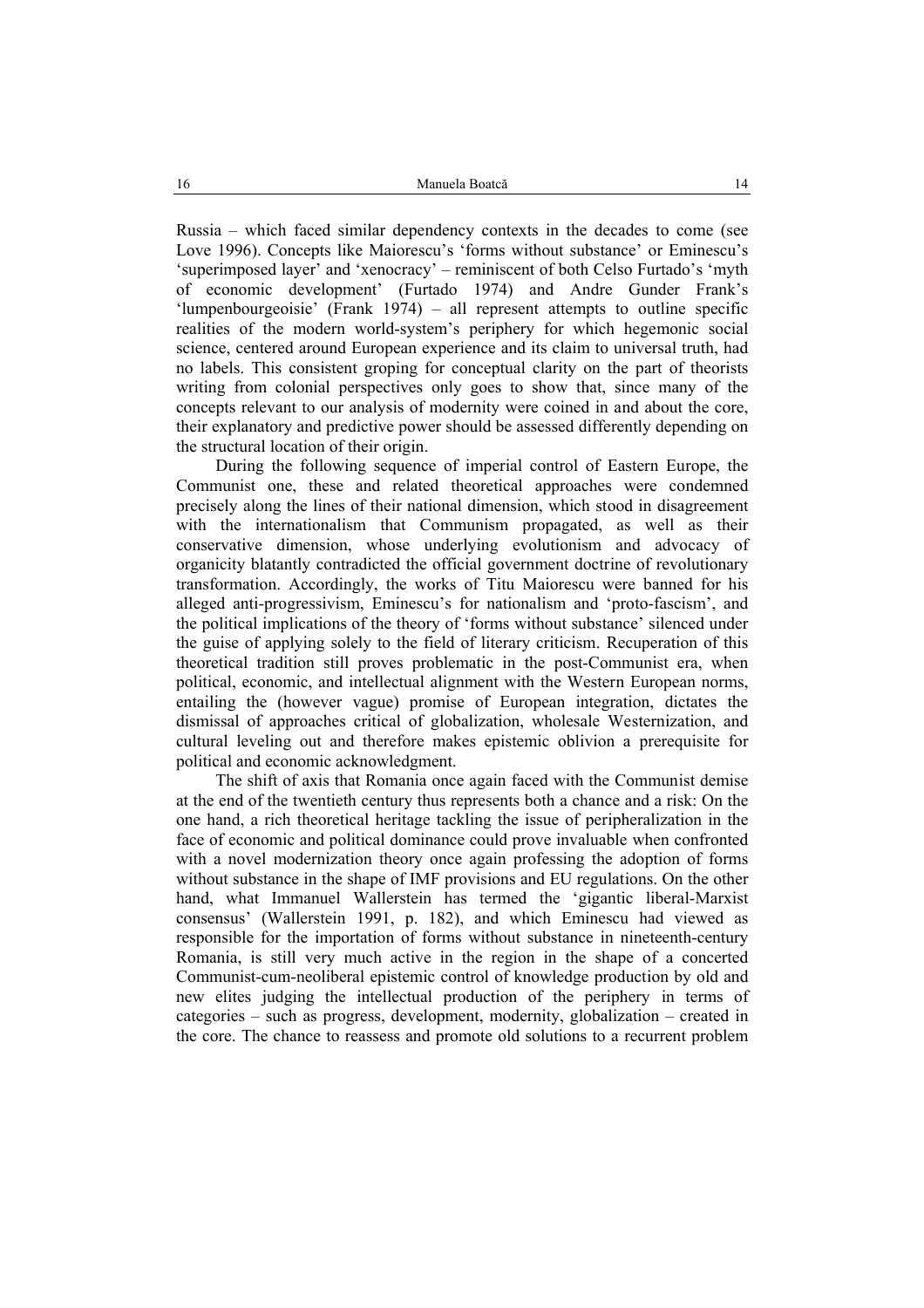Russia – which faced similar dependency contexts in the decades to come (see Love 1996). Concepts like Maiorescu's 'forms without substance' or Eminescu's 'superimposed layer' and 'xenocracy' – reminiscent of both Celso Furtado's 'myth of economic development' (Furtado 1974) and Andre Gunder Frank's 'lumpenbourgeoisie' (Frank 1974) – all represent attempts to outline specific realities of the modern world-system's periphery for which hegemonic social science, centered around European experience and its claim to universal truth, had no labels. This consistent groping for conceptual clarity on the part of theorists writing from colonial perspectives only goes to show that, since many of the concepts relevant to our analysis of modernity were coined in and about the core, their explanatory and predictive power should be assessed differently depending on the structural location of their origin.

During the following sequence of imperial control of Eastern Europe, the Communist one, these and related theoretical approaches were condemned precisely along the lines of their national dimension, which stood in disagreement with the internationalism that Communism propagated, as well as their conservative dimension, whose underlying evolutionism and advocacy of organicity blatantly contradicted the official government doctrine of revolutionary transformation. Accordingly, the works of Titu Maiorescu were banned for his alleged anti-progressivism, Eminescu's for nationalism and 'proto-fascism', and the political implications of the theory of 'forms without substance' silenced under the guise of applying solely to the field of literary criticism. Recuperation of this theoretical tradition still proves problematic in the post-Communist era, when political, economic, and intellectual alignment with the Western European norms, entailing the (however vague) promise of European integration, dictates the dismissal of approaches critical of globalization, wholesale Westernization, and cultural leveling out and therefore makes epistemic oblivion a prerequisite for political and economic acknowledgment.

The shift of axis that Romania once again faced with the Communist demise at the end of the twentieth century thus represents both a chance and a risk: On the one hand, a rich theoretical heritage tackling the issue of peripheralization in the face of economic and political dominance could prove invaluable when confronted with a novel modernization theory once again professing the adoption of forms without substance in the shape of IMF provisions and EU regulations. On the other hand, what Immanuel Wallerstein has termed the 'gigantic liberal-Marxist consensus' (Wallerstein 1991, p. 182), and which Eminescu had viewed as responsible for the importation of forms without substance in nineteenth-century Romania, is still very much active in the region in the shape of a concerted Communist-cum-neoliberal epistemic control of knowledge production by old and new elites judging the intellectual production of the periphery in terms of categories – such as progress, development, modernity, globalization – created in the core. The chance to reassess and promote old solutions to a recurrent problem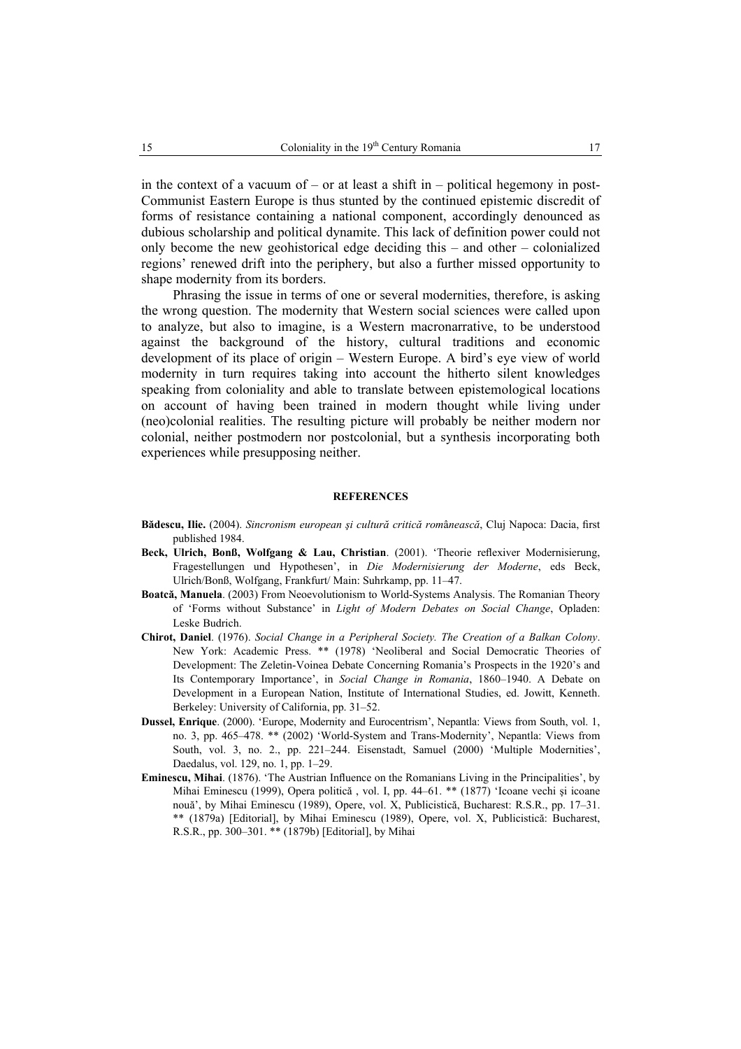in the context of a vacuum of – or at least a shift in – political hegemony in post-Communist Eastern Europe is thus stunted by the continued epistemic discredit of forms of resistance containing a national component, accordingly denounced as dubious scholarship and political dynamite. This lack of definition power could not only become the new geohistorical edge deciding this – and other – colonialized regions' renewed drift into the periphery, but also a further missed opportunity to shape modernity from its borders.

Phrasing the issue in terms of one or several modernities, therefore, is asking the wrong question. The modernity that Western social sciences were called upon to analyze, but also to imagine, is a Western macronarrative, to be understood against the background of the history, cultural traditions and economic development of its place of origin – Western Europe. A bird's eye view of world modernity in turn requires taking into account the hitherto silent knowledges speaking from coloniality and able to translate between epistemological locations on account of having been trained in modern thought while living under (neo)colonial realities. The resulting picture will probably be neither modern nor colonial, neither postmodern nor postcolonial, but a synthesis incorporating both experiences while presupposing neither.

## REFERENCES

**Bădescu, Ilie.** (2004). *Sincronism european şi cultură critică românească*, Cluj Napoca: Dacia, first published 1984.

**Beck, Ulrich, Bonß, Wolfgang & Lau, Christian**. (2001). 'Theorie reflexiver Modernisierung, Fragestellungen und Hypothesen', in *Die Modernisierung der Moderne*, eds Beck, Ulrich/Bonß, Wolfgang, Frankfurt/ Main: Suhrkamp, pp. 11–47.

**Boatcă, Manuela**. (2003) From Neoevolutionism to World-Systems Analysis. The Romanian Theory of 'Forms without Substance' in *Light of Modern Debates on Social Change*, Opladen: Leske Budrich.

**Chirot, Daniel**. (1976). *Social Change in a Peripheral Society. The Creation of a Balkan Colony*. New York: Academic Press. ** (1978) 'Neoliberal and Social Democratic Theories of Development: The Zeletin-Voinea Debate Concerning Romania's Prospects in the 1920's and Its Contemporary Importance', in *Social Change in Romania*, 1860–1940. A Debate on Development in a European Nation, Institute of International Studies, ed. Jowitt, Kenneth. Berkeley: University of California, pp. 31–52.

**Dussel, Enrique**. (2000). 'Europe, Modernity and Eurocentrism', Nepantla: Views from South, vol. 1, no. 3, pp. 465–478. ** (2002) 'World-System and Trans-Modernity', Nepantla: Views from South, vol. 3, no. 2., pp. 221–244. Eisenstadt, Samuel (2000) 'Multiple Modernities', Daedalus, vol. 129, no. 1, pp. 1–29.

**Eminescu, Mihai**. (1876). 'The Austrian Influence on the Romanians Living in the Principalities', by Mihai Eminescu (1999), Opera politică , vol. I, pp. 44–61. ** (1877) 'Icoane vechi şi icoane nouă', by Mihai Eminescu (1989), Opere, vol. X, Publicistică, Bucharest: R.S.R., pp. 17–31. ** (1879a) [Editorial], by Mihai Eminescu (1989), Opere, vol. X, Publicistică: Bucharest, R.S.R., pp. 300–301. ** (1879b) [Editorial], by Mihai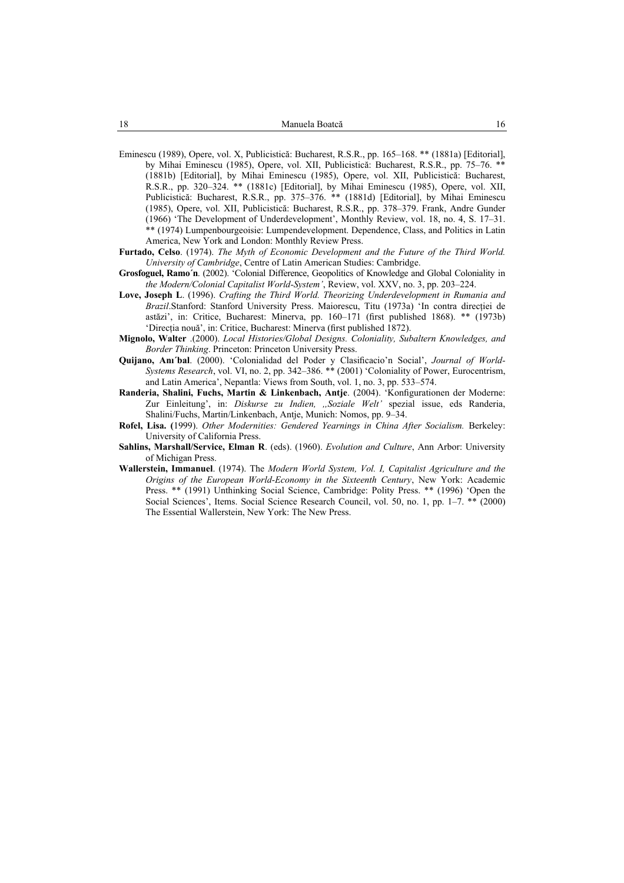Eminescu (1989), Opere, vol. X, Publicistică: Bucharest, R.S.R., pp. 165–168. ** (1881a) [Editorial], by Mihai Eminescu (1985), Opere, vol. XII, Publicistică: Bucharest, R.S.R., pp. 75–76. ** (1881b) [Editorial], by Mihai Eminescu (1985), Opere, vol. XII, Publicistică: Bucharest, R.S.R., pp. 320–324. ** (1881c) [Editorial], by Mihai Eminescu (1985), Opere, vol. XII, Publicistică: Bucharest, R.S.R., pp. 375–376. ** (1881d) [Editorial], by Mihai Eminescu (1985), Opere, vol. XII, Publicistică: Bucharest, R.S.R., pp. 378–379. Frank, Andre Gunder (1966) 'The Development of Underdevelopment', Monthly Review, vol. 18, no. 4, S. 17–31. ** (1974) Lumpenbourgeoisie: Lumpendevelopment. Dependence, Class, and Politics in Latin America, New York and London: Monthly Review Press.

**Furtado, Celso**. (1974). *The Myth of Economic Development and the Future of the Third World. University of Cambridge*, Centre of Latin American Studies: Cambridge.

**Grosfoguel, Ramo´n**. (2002). 'Colonial Difference, Geopolitics of Knowledge and Global Coloniality in *the Modern/Colonial Capitalist World-System'*, Review, vol. XXV, no. 3, pp. 203–224.

**Love, Joseph L**. (1996). *Crafting the Third World. Theorizing Underdevelopment in Rumania and Brazil*.Stanford: Stanford University Press. Maiorescu, Titu (1973a) 'In contra direcției de astăzi', in: Critice, Bucharest: Minerva, pp. 160–171 (first published 1868). ** (1973b) 'Direcția nouă', in: Critice, Bucharest: Minerva (first published 1872).

**Mignolo, Walter** .(2000). *Local Histories/Global Designs. Coloniality, Subaltern Knowledges, and Border Thinking*. Princeton: Princeton University Press.

**Quijano, Anı´bal**. (2000). 'Colonialidad del Poder y Clasificacio'n Social', *Journal of World-Systems Research*, vol. VI, no. 2, pp. 342–386. ** (2001) 'Coloniality of Power, Eurocentrism, and Latin America', Nepantla: Views from South, vol. 1, no. 3, pp. 533–574.

**Randeria, Shalini, Fuchs, Martin & Linkenbach, Antje**. (2004). 'Konfigurationen der Moderne: Zur Einleitung', in: *Diskurse zu Indien, „Soziale Welt'* spezial issue, eds Randeria, Shalini/Fuchs, Martin/Linkenbach, Antje, Munich: Nomos, pp. 9–34.

**Rofel, Lisa. (**1999). *Other Modernities: Gendered Yearnings in China After Socialism.* Berkeley: University of California Press.

**Sahlins, Marshall/Service, Elman R**. (eds). (1960). *Evolution and Culture*, Ann Arbor: University of Michigan Press.

**Wallerstein, Immanuel**. (1974). The *Modern World System, Vol. I, Capitalist Agriculture and the Origins of the European World-Economy in the Sixteenth Century*, New York: Academic Press. ** (1991) Unthinking Social Science, Cambridge: Polity Press. ** (1996) 'Open the Social Sciences', Items. Social Science Research Council, vol. 50, no. 1, pp. 1–7. ** (2000) The Essential Wallerstein, New York: The New Press.